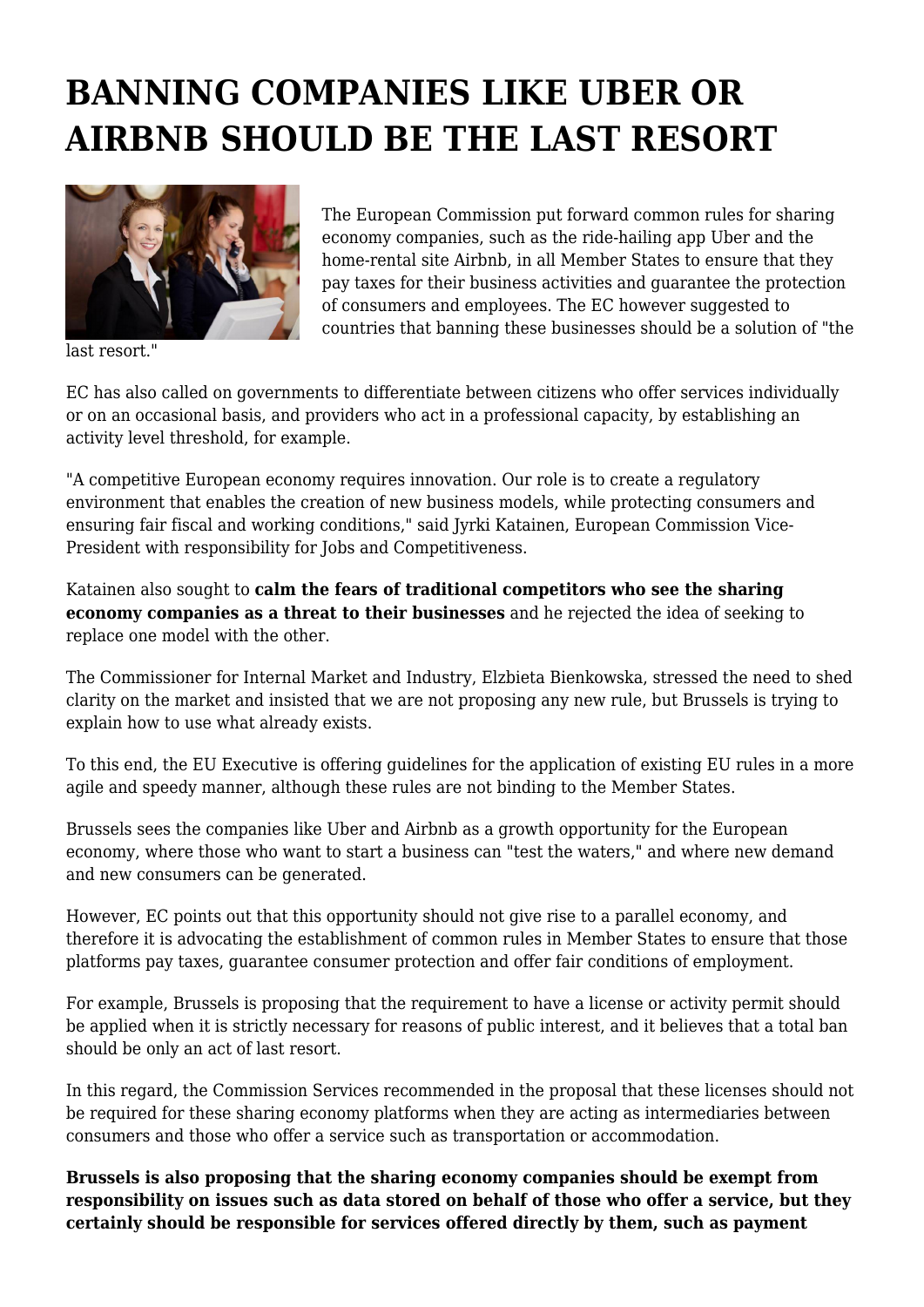# BANNING COMPANIES LIKE UBER OR AIRBNB SHOULD BE THE LAST RESORT

The European Commission put forward common rules for sharing economy companies, such as the ride-hailing app Uber and the home-rental site Airbnb, in all Member States to ensure that they pay taxes for their business activities and guarantee the protection of consumers and employees. The EC however suggested to countries that banning these businesses should be a solution of "the last resort."

EC has also called on governments to differentiate between citizens who offer services individually or on an occasional basis, and providers who act in a professional capacity, by establishing an activity level threshold, for example.

"A competitive European economy requires innovation. Our role is to create a regulatory environment that enables the creation of new business models, while protecting consumers and ensuring fair fiscal and working conditions," said Jyrki Katainen, European Commission Vice-President with responsibility for Jobs and Competitiveness.

Katainen also sought to **calm the fears of traditional competitors who see the sharing economy companies as a threat to their businesses** and he rejected the idea of seeking to replace one model with the other.

The Commissioner for Internal Market and Industry, Elzbieta Bienkowska, stressed the need to shed clarity on the market and insisted that we are not proposing any new rule, but Brussels is trying to explain how to use what already exists.

To this end, the EU Executive is offering guidelines for the application of existing EU rules in a more agile and speedy manner, although these rules are not binding to the Member States.

Brussels sees the companies like Uber and Airbnb as a growth opportunity for the European economy, where those who want to start a business can "test the waters," and where new demand and new consumers can be generated.

However, EC points out that this opportunity should not give rise to a parallel economy, and therefore it is advocating the establishment of common rules in Member States to ensure that those platforms pay taxes, guarantee consumer protection and offer fair conditions of employment.

For example, Brussels is proposing that the requirement to have a license or activity permit should be applied when it is strictly necessary for reasons of public interest, and it believes that a total ban should be only an act of last resort.

In this regard, the Commission Services recommended in the proposal that these licenses should not be required for these sharing economy platforms when they are acting as intermediaries between consumers and those who offer a service such as transportation or accommodation.

**Brussels is also proposing that the sharing economy companies should be exempt from responsibility on issues such as data stored on behalf of those who offer a service, but they certainly should be responsible for services offered directly by them, such as payment**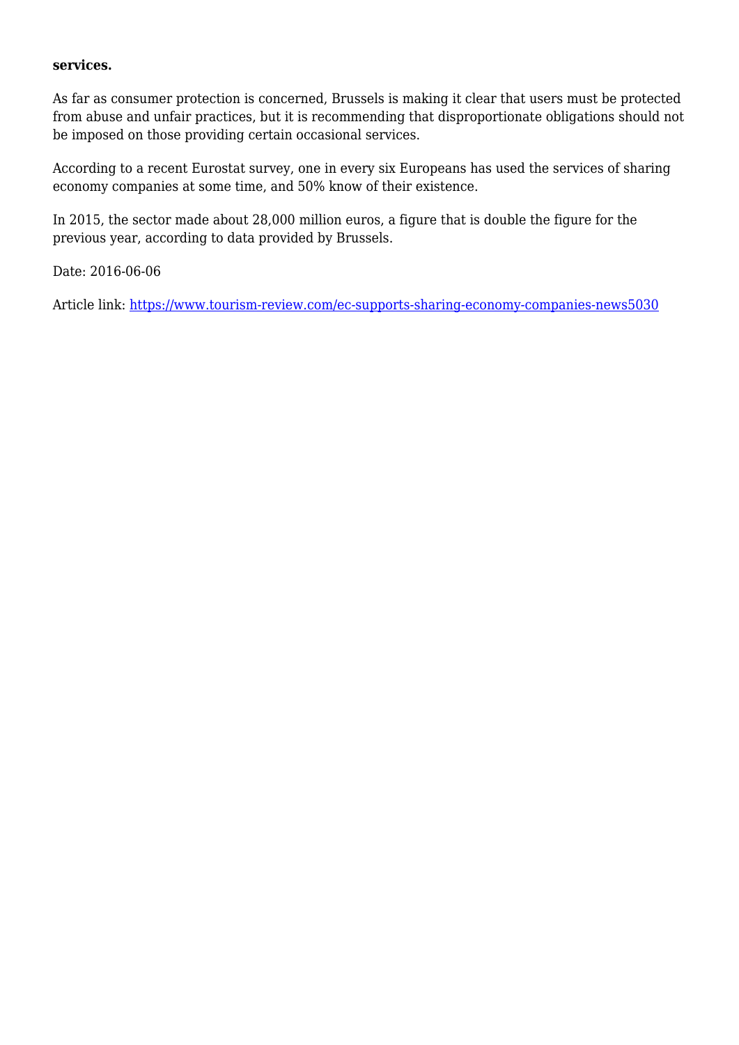**services.**

As far as consumer protection is concerned, Brussels is making it clear that users must be protected from abuse and unfair practices, but it is recommending that disproportionate obligations should not be imposed on those providing certain occasional services.

According to a recent Eurostat survey, one in every six Europeans has used the services of sharing economy companies at some time, and 50% know of their existence.

In 2015, the sector made about 28,000 million euros, a figure that is double the figure for the previous year, according to data provided by Brussels.

Date: 2016-06-06

Article link: [https://www.tourism-review.com/ec-supports-sharing-economy-companies-news5030](https://www.tourism-review.com/ec-supports-sharing-economy-companies-news5030)